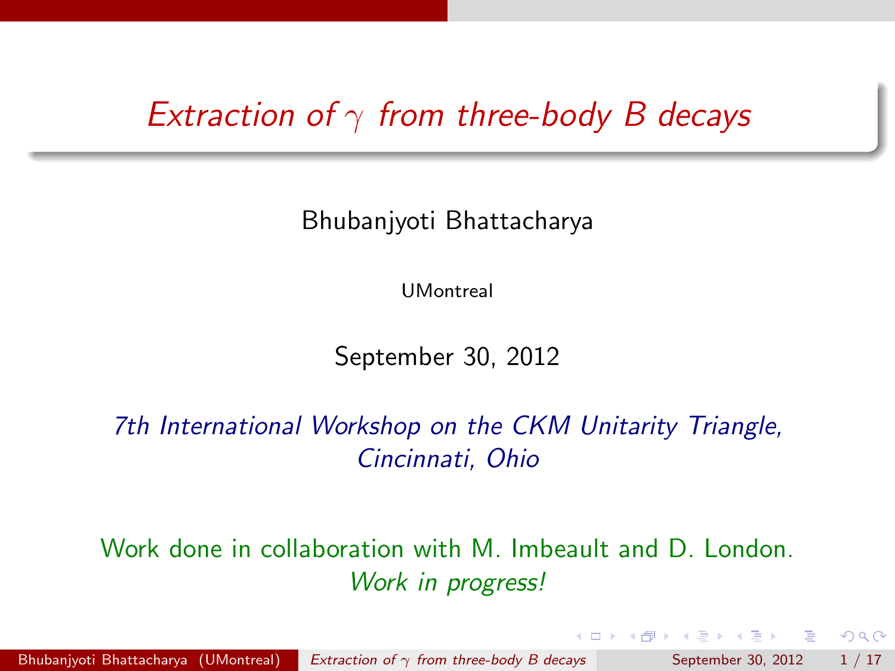# *Extraction of $\gamma$ from three-body B decays*

Bhubanjyoti Bhattacharya

UMontreal

September 30, 2012

*7th International Workshop on the CKM Unitarity Triangle, Cincinnati, Ohio*

Work done in collaboration with M. Imbeault and D. London.
*Work in progress!*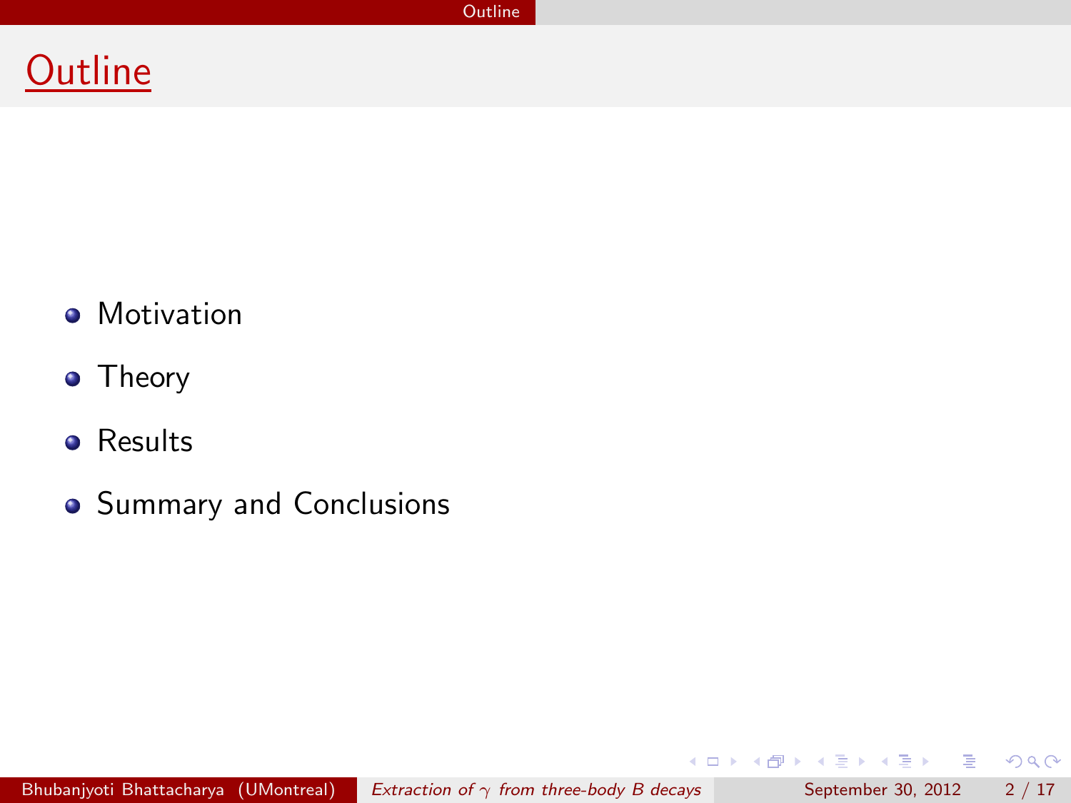# Outline

- Motivation
- Theory
- Results
- Summary and Conclusions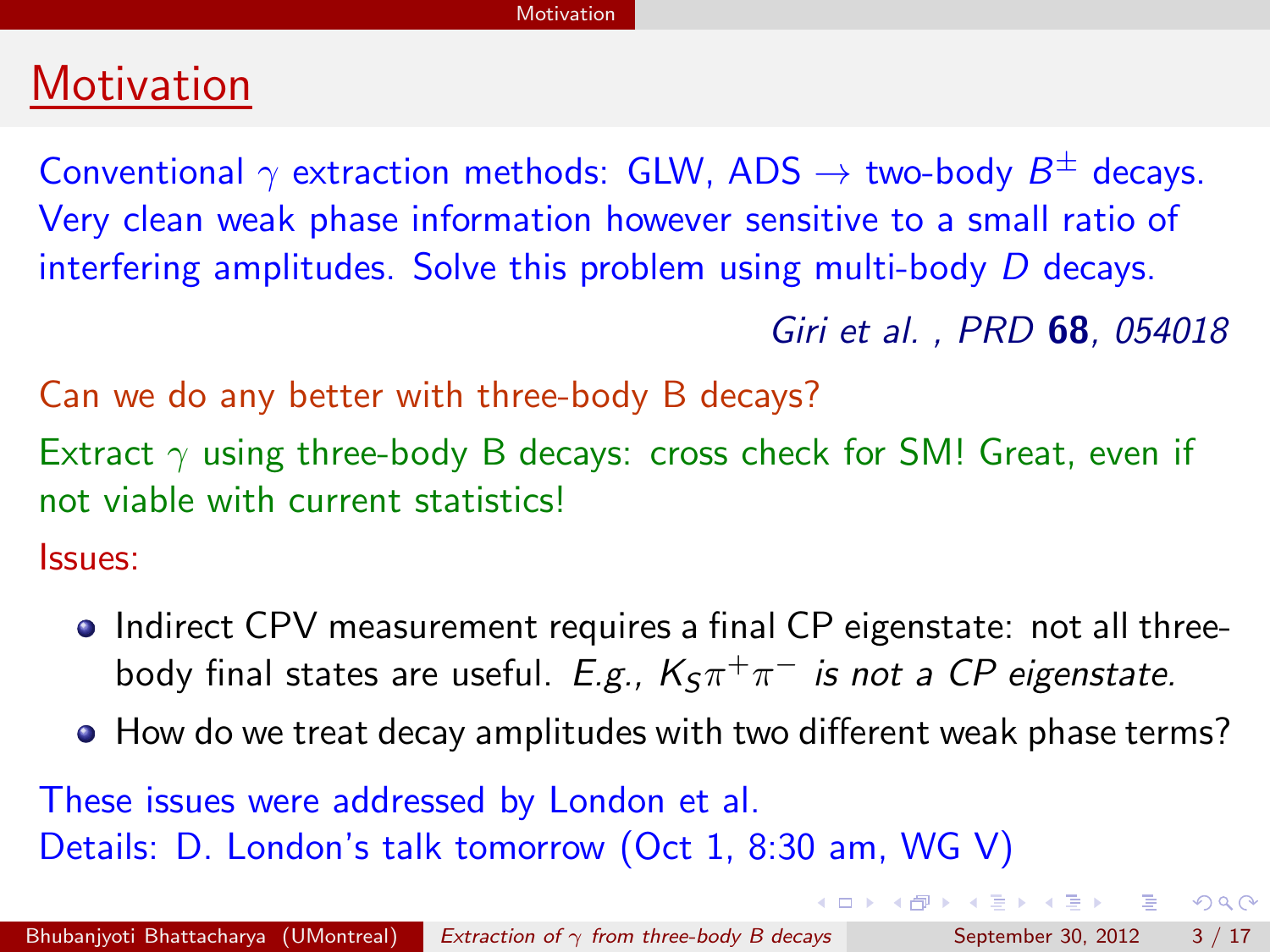# Motivation

Conventional $\gamma$ extraction methods: GLW, ADS $\rightarrow$ two-body $B^{\pm}$ decays. Very clean weak phase information however sensitive to a small ratio of interfering amplitudes. Solve this problem using multi-body $D$ decays.

*Giri et al. , PRD* **68**, *054018*

Can we do any better with three-body B decays?

Extract $\gamma$ using three-body B decays: cross check for SM! Great, even if not viable with current statistics!

Issues:

- Indirect CPV measurement requires a final CP eigenstate: not all three-body final states are useful. *E.g.,* $K_S\pi^+\pi^-$ *is not a CP eigenstate.*
- How do we treat decay amplitudes with two different weak phase terms?

These issues were addressed by London et al.
Details: D. London's talk tomorrow (Oct 1, 8:30 am, WG V)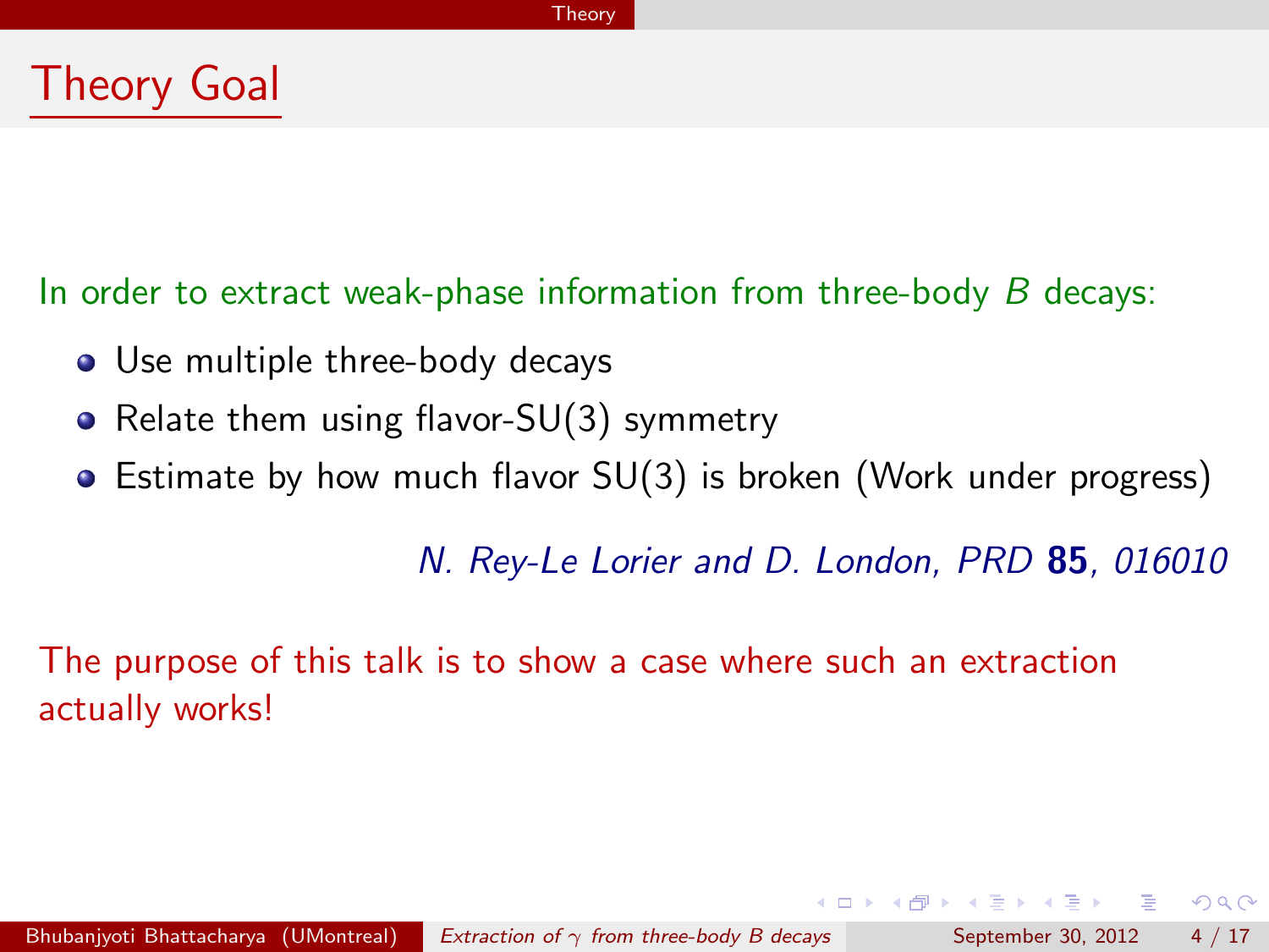# Theory Goal

In order to extract weak-phase information from three-body $B$ decays:

- Use multiple three-body decays
- Relate them using flavor-SU(3) symmetry
- Estimate by how much flavor SU(3) is broken (Work under progress)

*N. Rey-Le Lorier and D. London, PRD* **85**, *016010*

The purpose of this talk is to show a case where such an extraction actually works!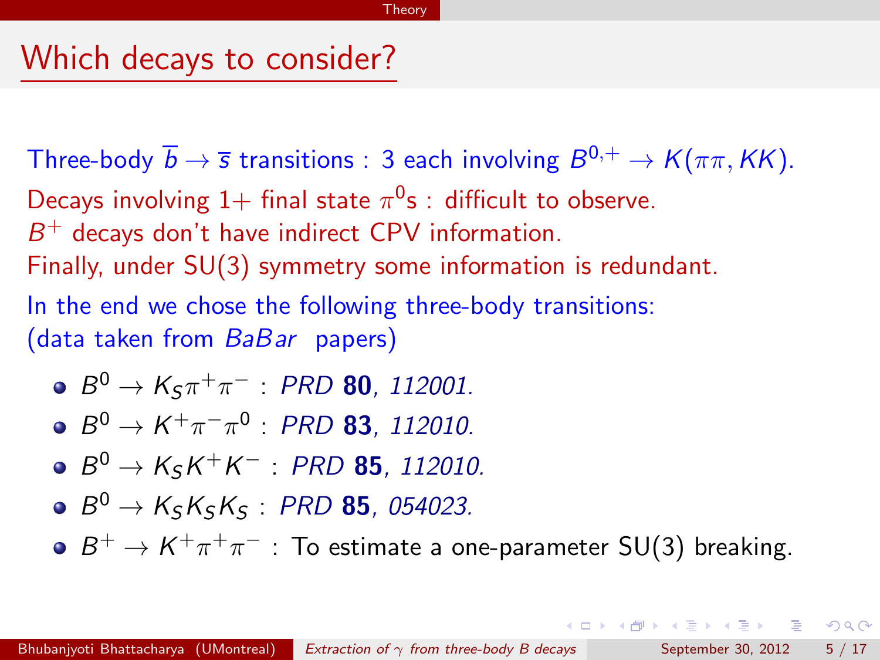# Which decays to consider?

Three-body $\overline{b} \to \overline{s}$ transitions : 3 each involving $B^{0,+} \to K(\pi\pi, KK)$.

Decays involving 1+ final state $\pi^0$s : difficult to observe.
$B^+$ decays don't have indirect CPV information.
Finally, under SU(3) symmetry some information is redundant.

In the end we chose the following three-body transitions:
(data taken from *BaBar* papers)

- $B^0 \to K_S \pi^+ \pi^-$ : *PRD* **80**, *112001.*
- $B^0 \to K^+ \pi^- \pi^0$ : *PRD* **83**, *112010.*
- $B^0 \to K_S K^+ K^-$ : *PRD* **85**, *112010.*
- $B^0 \to K_S K_S K_S$ : *PRD* **85**, *054023.*
- $B^+ \to K^+ \pi^+ \pi^-$ : To estimate a one-parameter SU(3) breaking.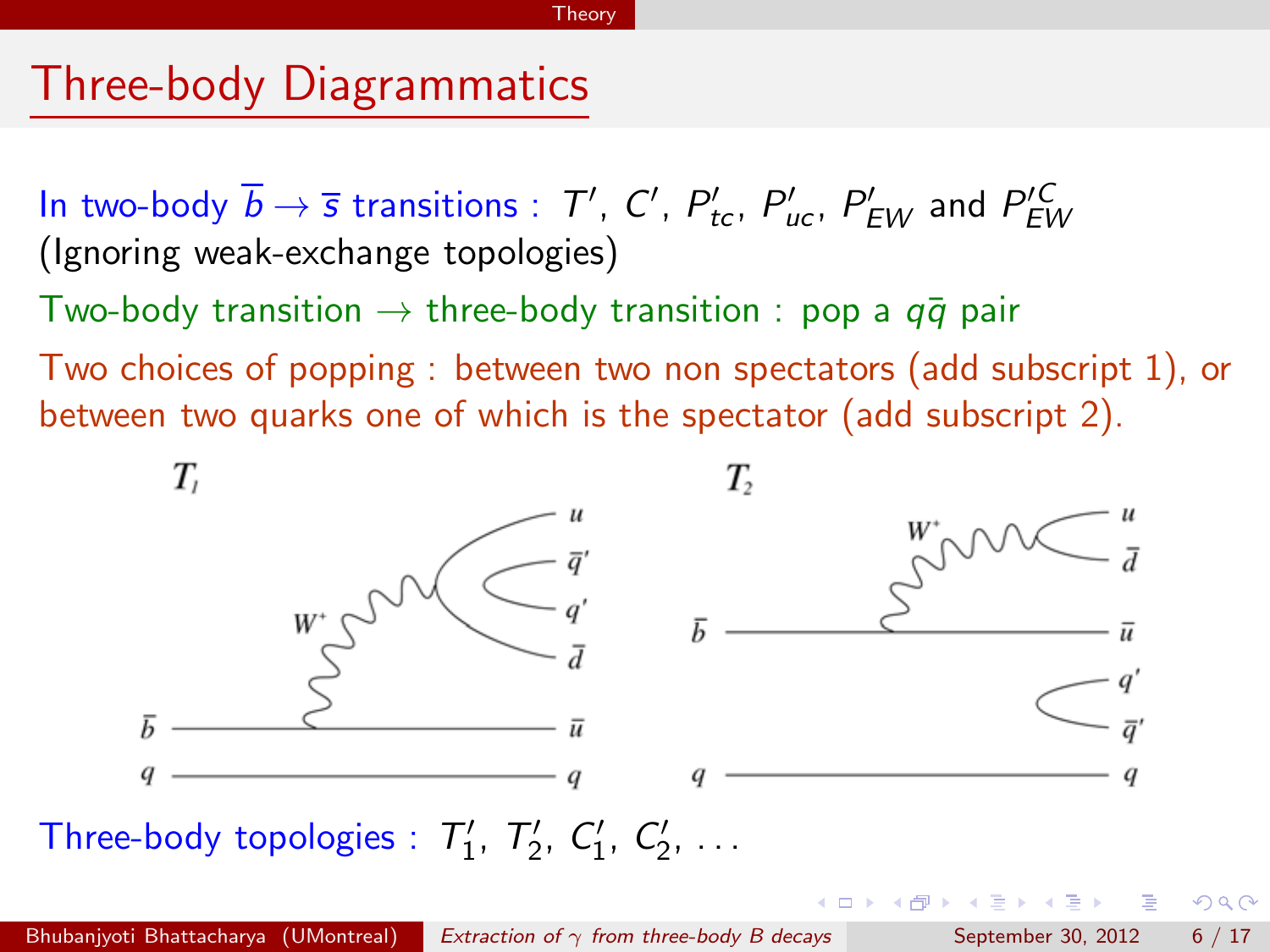# Three-body Diagrammatics

In two-body $\overline{b} \to \overline{s}$ transitions : $T'$, $C'$, $P'_{tc}$, $P'_{uc}$, $P'_{EW}$ and $P'^{C}_{EW}$
(Ignoring weak-exchange topologies)

Two-body transition $\to$ three-body transition : pop a $q\bar{q}$ pair

Two choices of popping : between two non spectators (add subscript 1), or between two quarks one of which is the spectator (add subscript 2).

$T_1$

$T_2$

Three-body topologies : $T'_1$, $T'_2$, $C'_1$, $C'_2$, ...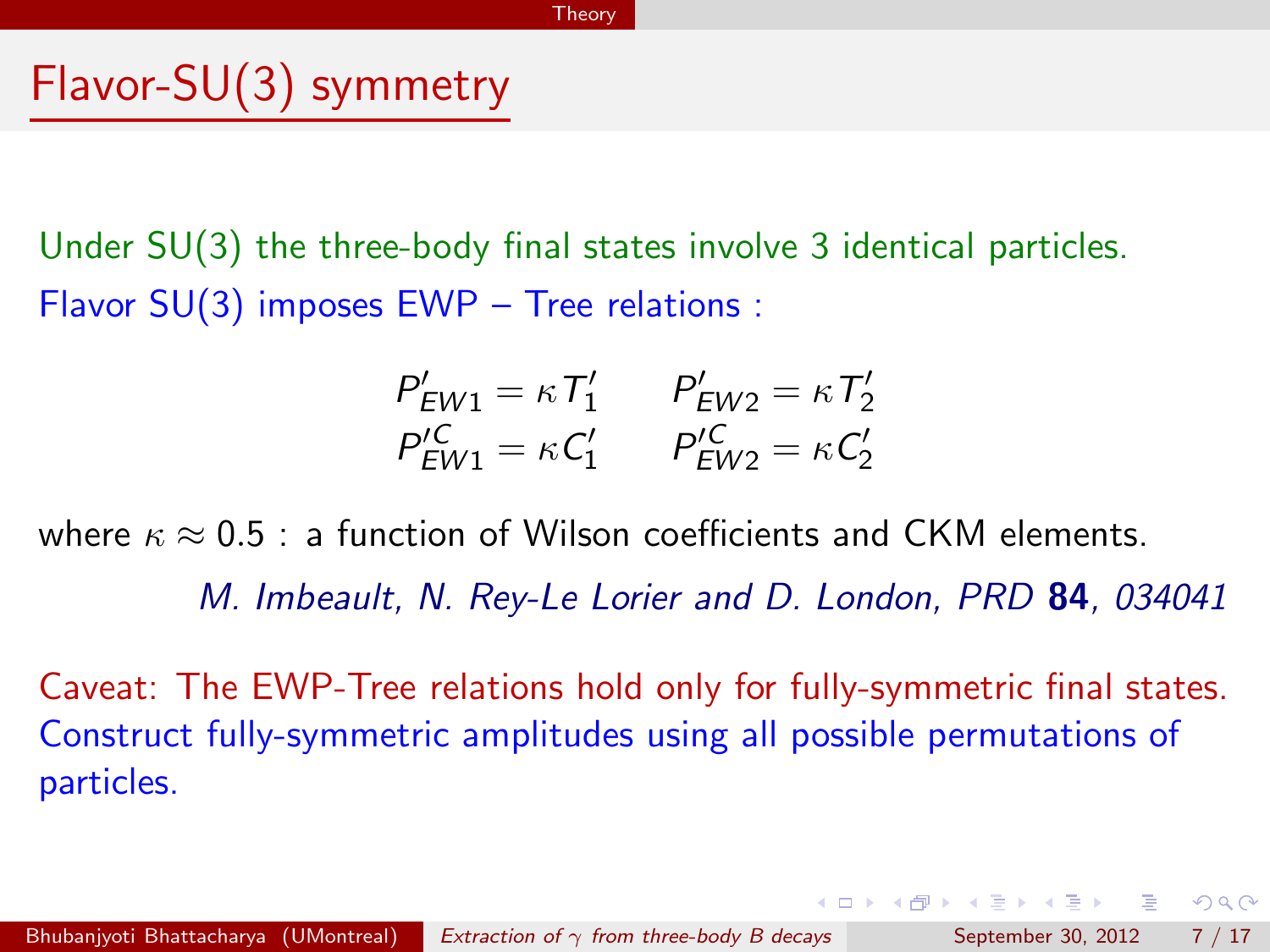# Flavor-SU(3) symmetry

Under SU(3) the three-body final states involve 3 identical particles.

Flavor SU(3) imposes EWP – Tree relations :

$$
\begin{aligned}
P'_{EW1} &= \kappa T'_1 \qquad & P'_{EW2} &= \kappa T'_2 \\
P'^{C}_{EW1} &= \kappa C'_1 \qquad & P'^{C}_{EW2} &= \kappa C'_2
\end{aligned}
$$

where $\kappa \approx 0.5$ : a function of Wilson coefficients and CKM elements.

*M. Imbeault, N. Rey-Le Lorier and D. London, PRD* **84**, *034041*

Caveat: The EWP-Tree relations hold only for fully-symmetric final states.

Construct fully-symmetric amplitudes using all possible permutations of particles.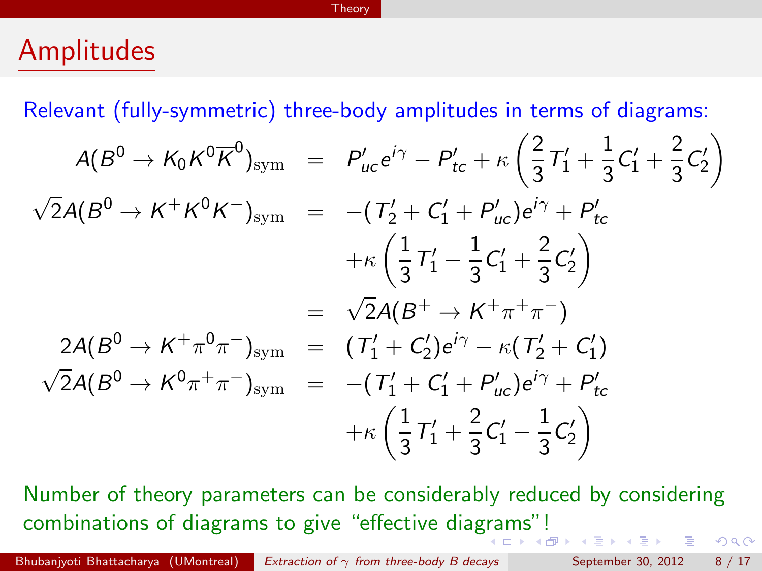# Amplitudes

Relevant (fully-symmetric) three-body amplitudes in terms of diagrams:

$$
\begin{aligned}
A(B^0 \to K_0 K^0 \overline{K}^0)_{\rm sym} &= P'_{uc} e^{i\gamma} - P'_{tc} + \kappa \left( \frac{2}{3} T'_1 + \frac{1}{3} C'_1 + \frac{2}{3} C'_2 \right) \\
\sqrt{2} A(B^0 \to K^+ K^0 K^-)_{\rm sym} &= -(T'_2 + C'_1 + P'_{uc}) e^{i\gamma} + P'_{tc} \\
&\quad + \kappa \left( \frac{1}{3} T'_1 - \frac{1}{3} C'_1 + \frac{2}{3} C'_2 \right) \\
&= \sqrt{2} A(B^+ \to K^+ \pi^+ \pi^-) \\
2A(B^0 \to K^+ \pi^0 \pi^-)_{\rm sym} &= (T'_1 + C'_2) e^{i\gamma} - \kappa (T'_2 + C'_1) \\
\sqrt{2} A(B^0 \to K^0 \pi^+ \pi^-)_{\rm sym} &= -(T'_1 + C'_1 + P'_{uc}) e^{i\gamma} + P'_{tc} \\
&\quad + \kappa \left( \frac{1}{3} T'_1 + \frac{2}{3} C'_1 - \frac{1}{3} C'_2 \right)
\end{aligned}
$$

Number of theory parameters can be considerably reduced by considering combinations of diagrams to give "effective diagrams"!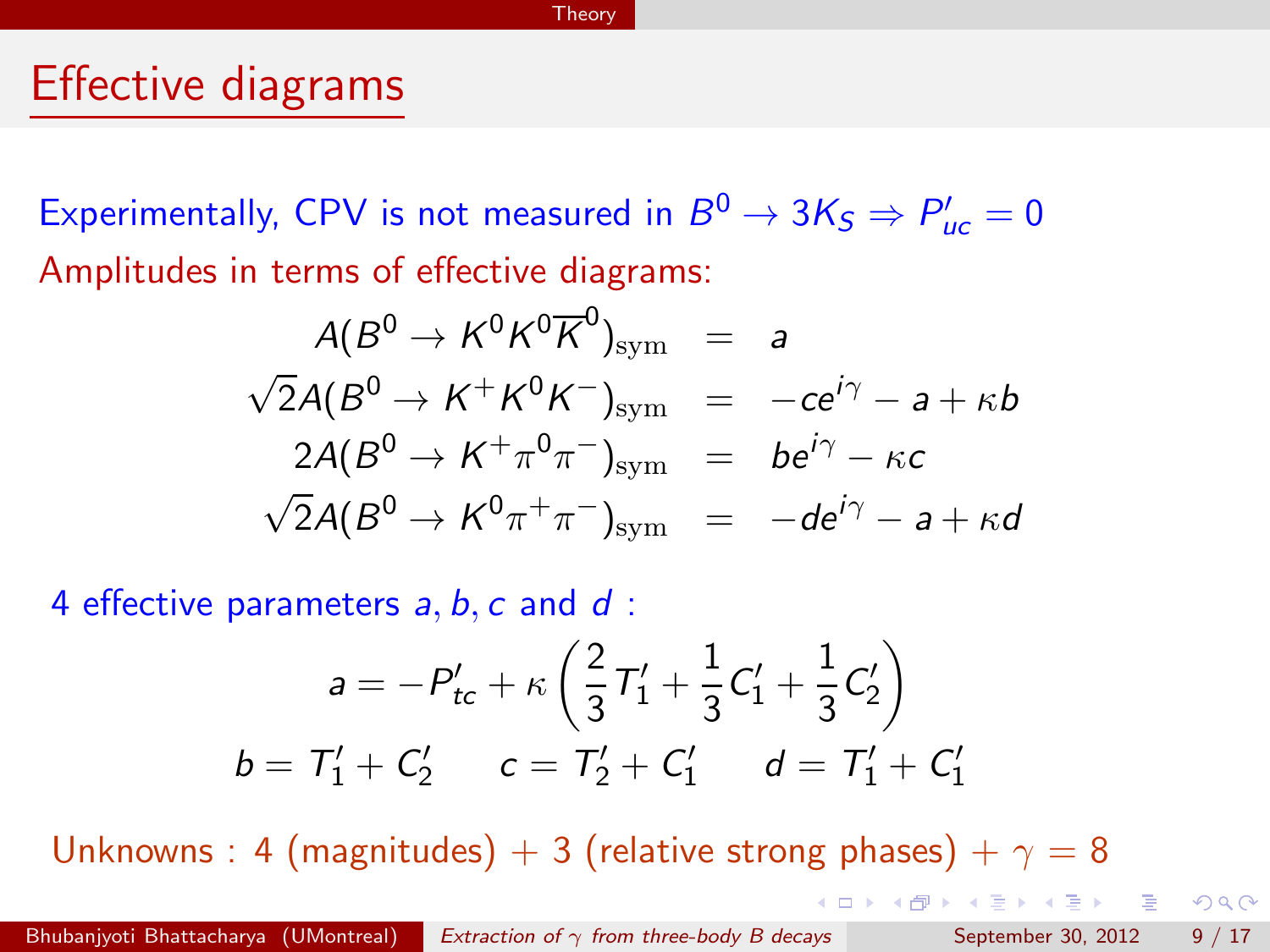## Effective diagrams

Experimentally, CPV is not measured in $B^0 \to 3K_S \Rightarrow P'_{uc} = 0$

Amplitudes in terms of effective diagrams:

$$
\begin{aligned}
A(B^0 \to K^0 K^0 \overline{K}^0)_{\rm sym} &= a \\
\sqrt{2} A(B^0 \to K^+ K^0 K^-)_{\rm sym} &= -c e^{i\gamma} - a + \kappa b \\
2A(B^0 \to K^+ \pi^0 \pi^-)_{\rm sym} &= b e^{i\gamma} - \kappa c \\
\sqrt{2} A(B^0 \to K^0 \pi^+ \pi^-)_{\rm sym} &= -d e^{i\gamma} - a + \kappa d
\end{aligned}
$$

4 effective parameters $a, b, c$ and $d$ :

$$
a = -P'_{tc} + \kappa \left( \frac{2}{3} T'_1 + \frac{1}{3} C'_1 + \frac{1}{3} C'_2 \right)
$$

$$
b = T'_1 + C'_2 \qquad c = T'_2 + C'_1 \qquad d = T'_1 + C'_1
$$

Unknowns : 4 (magnitudes) + 3 (relative strong phases) + $\gamma$ = 8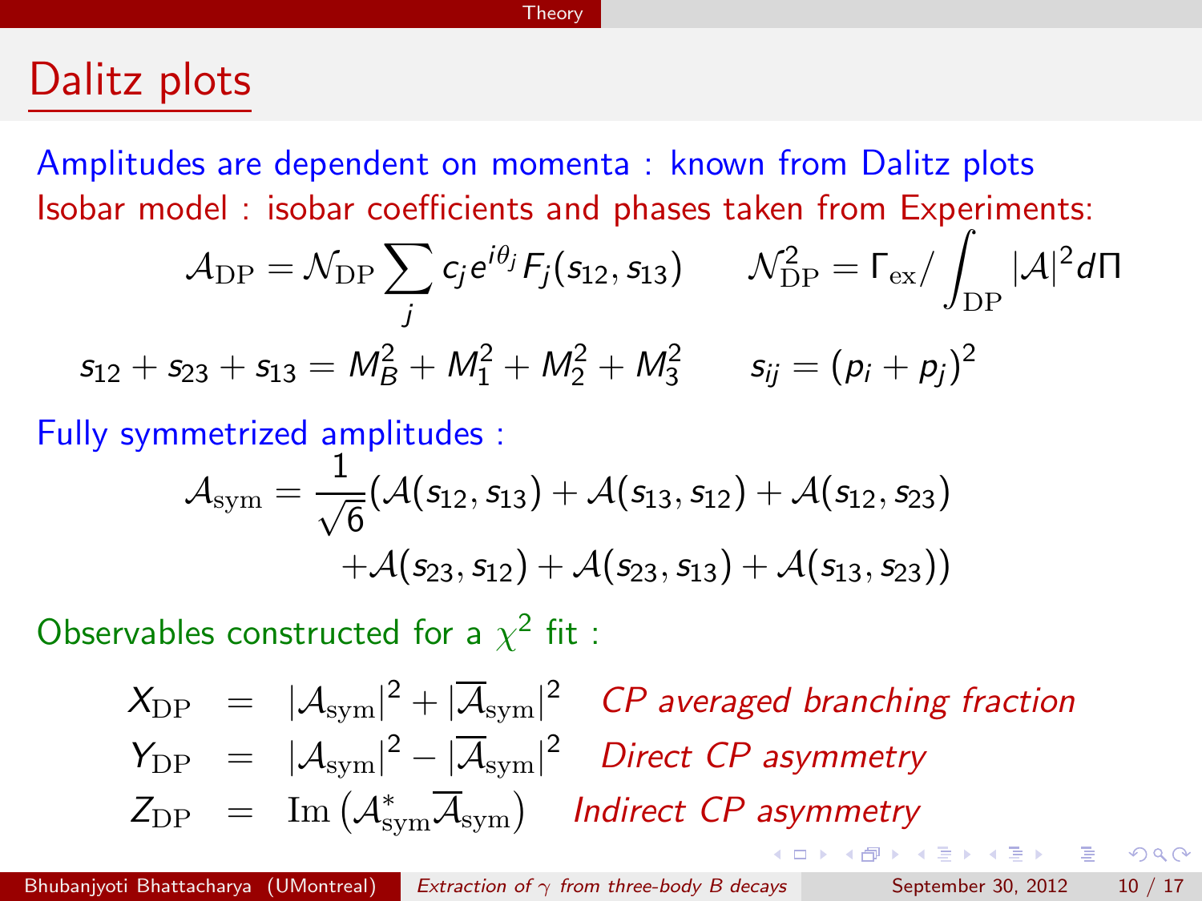# Dalitz plots

Amplitudes are dependent on momenta : known from Dalitz plots

Isobar model : isobar coefficients and phases taken from Experiments:

$$\mathcal{A}_{\rm DP} = \mathcal{N}_{\rm DP} \sum_j c_j e^{i\theta_j} F_j(s_{12}, s_{13}) \qquad \mathcal{N}_{\rm DP}^2 = \Gamma_{\rm ex} / \int_{\rm DP} |\mathcal{A}|^2 d\Pi$$

$$s_{12} + s_{23} + s_{13} = M_B^2 + M_1^2 + M_2^2 + M_3^2 \qquad s_{ij} = (p_i + p_j)^2$$

Fully symmetrized amplitudes :

$$\mathcal{A}_{\rm sym} = \frac{1}{\sqrt{6}} \big( \mathcal{A}(s_{12}, s_{13}) + \mathcal{A}(s_{13}, s_{12}) + \mathcal{A}(s_{12}, s_{23}) + \mathcal{A}(s_{23}, s_{12}) + \mathcal{A}(s_{23}, s_{13}) + \mathcal{A}(s_{13}, s_{23}) \big)$$

Observables constructed for a $\chi^2$ fit :

$$X_{\rm DP} = |\mathcal{A}_{\rm sym}|^2 + |\overline{\mathcal{A}}_{\rm sym}|^2 \quad \textit{CP averaged branching fraction}$$

$$Y_{\rm DP} = |\mathcal{A}_{\rm sym}|^2 - |\overline{\mathcal{A}}_{\rm sym}|^2 \quad \textit{Direct CP asymmetry}$$

$$Z_{\rm DP} = {\rm Im} \left( \mathcal{A}_{\rm sym}^* \overline{\mathcal{A}}_{\rm sym} \right) \quad \textit{Indirect CP asymmetry}$$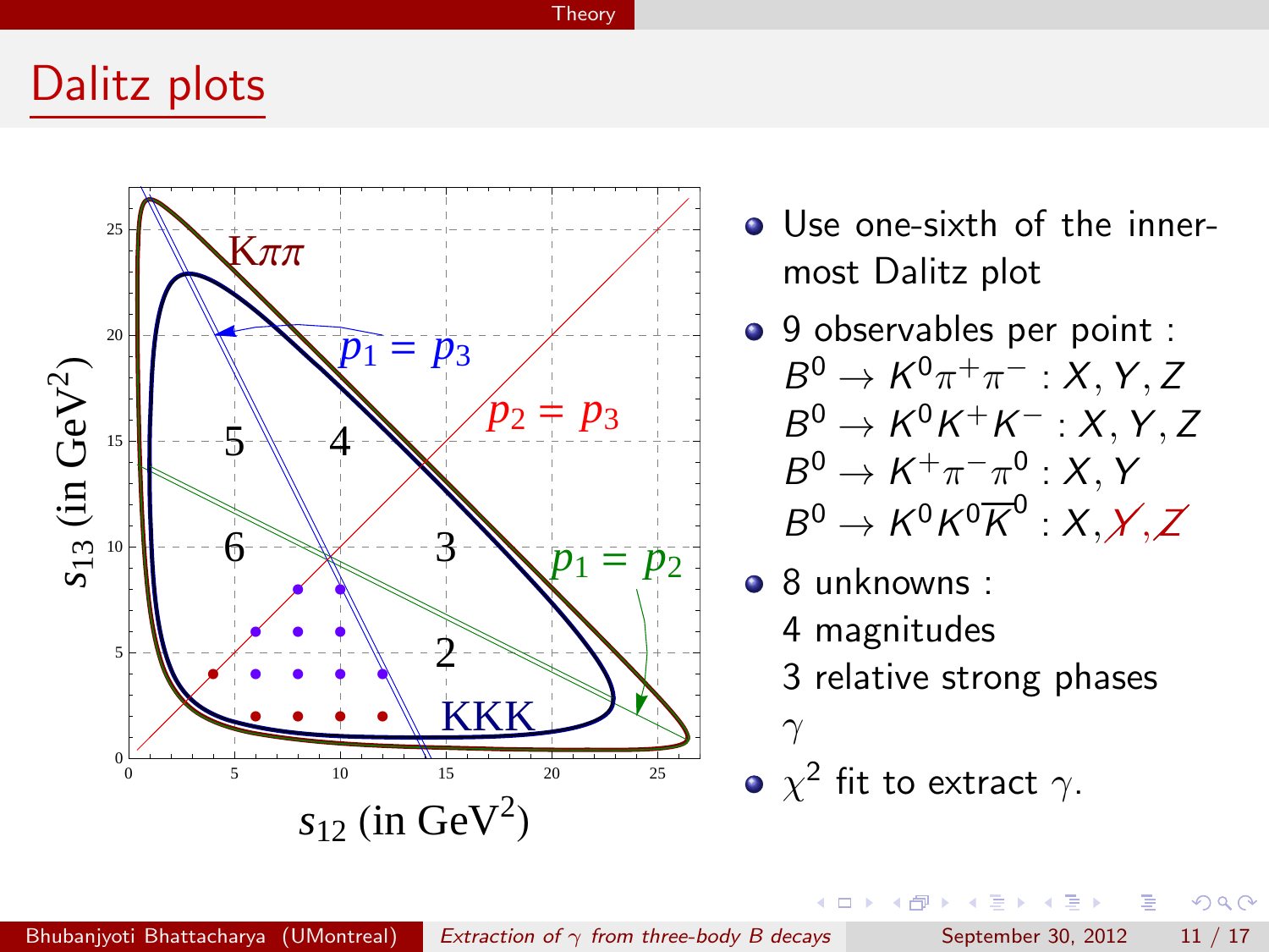## Dalitz plots

- Use one-sixth of the inner-most Dalitz plot
- 9 observables per point :
  $B^0 \to K^0\pi^+\pi^-$ : $X, Y, Z$
  $B^0 \to K^0K^+K^-$ : $X, Y, Z$
  $B^0 \to K^+\pi^-\pi^0$ : $X, Y$
  $B^0 \to K^0K^0\overline{K}^0$ : $X$, ~~$Y$~~, ~~$Z$~~
- 8 unknowns :
  4 magnitudes
  3 relative strong phases
  $\gamma$
- $\chi^2$ fit to extract $\gamma$.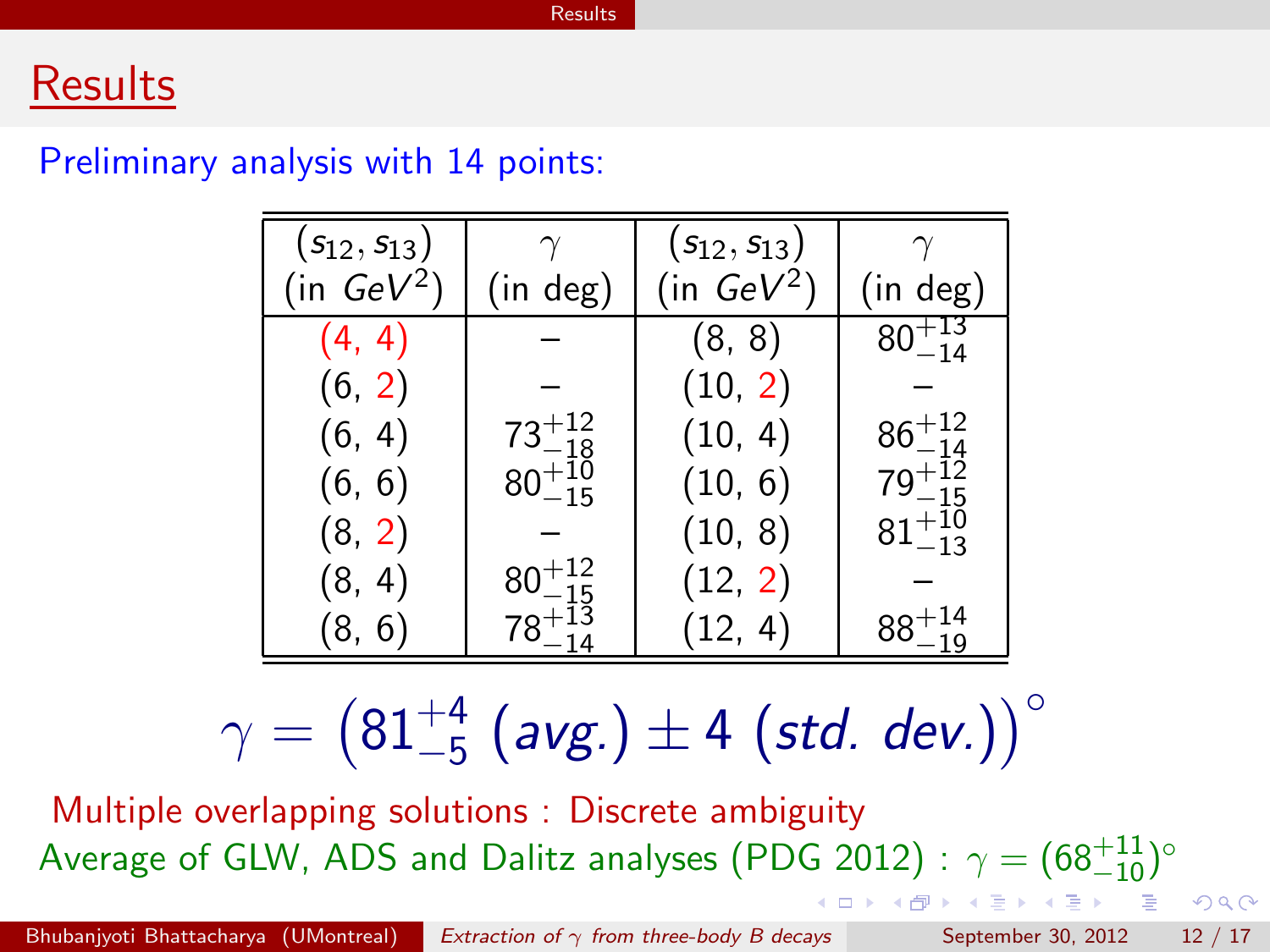# Results

Preliminary analysis with 14 points:

| $(s_{12}, s_{13})$ (in $GeV^2$) | $\gamma$ (in deg) | $(s_{12}, s_{13})$ (in $GeV^2$) | $\gamma$ (in deg) |
|---|---|---|---|
| (4, 4) | – | (8, 8) | $80^{+13}_{-14}$ |
| (6, 2) | – | (10, 2) | – |
| (6, 4) | $73^{+12}_{-18}$ | (10, 4) | $86^{+12}_{-14}$ |
| (6, 6) | $80^{+10}_{-15}$ | (10, 6) | $79^{+12}_{-15}$ |
| (8, 2) | – | (10, 8) | $81^{+10}_{-13}$ |
| (8, 4) | $80^{+12}_{-15}$ | (12, 2) | – |
| (8, 6) | $78^{+13}_{-14}$ | (12, 4) | $88^{+14}_{-19}$ |

$$\gamma = \left(81^{+4}_{-5}\ (avg.) \pm 4\ (std.\ dev.)\right)^\circ$$

Multiple overlapping solutions : Discrete ambiguity

Average of GLW, ADS and Dalitz analyses (PDG 2012) : $\gamma = (68^{+11}_{-10})^\circ$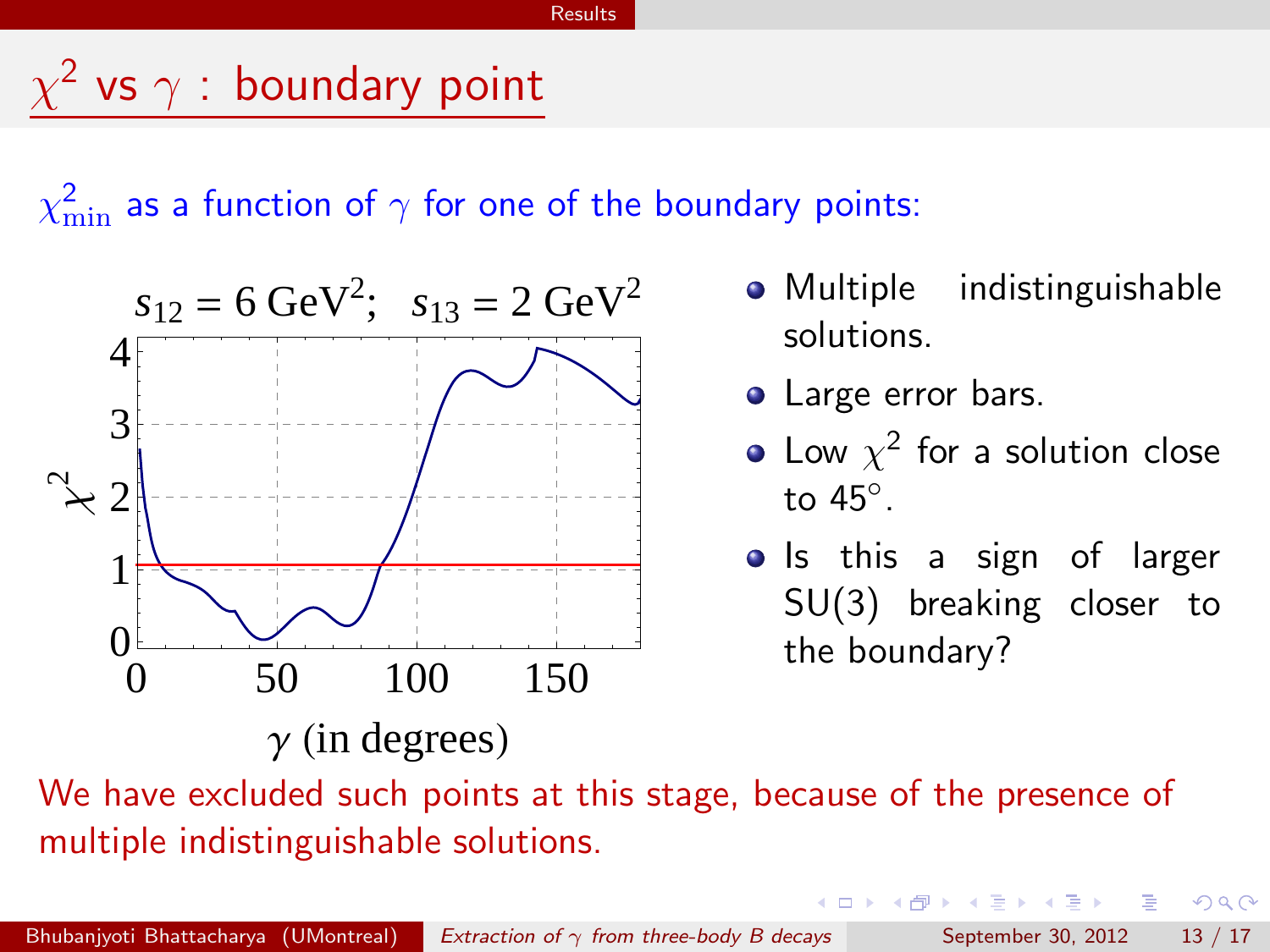## $\chi^2$ vs $\gamma$ : boundary point

$\chi^2_{\rm min}$ as a function of $\gamma$ for one of the boundary points:

$s_{12} = 6\ \mathrm{GeV}^2;\ \ s_{13} = 2\ \mathrm{GeV}^2$

- Multiple indistinguishable solutions.
- Large error bars.
- Low $\chi^2$ for a solution close to 45°.
- Is this a sign of larger SU(3) breaking closer to the boundary?

We have excluded such points at this stage, because of the presence of multiple indistinguishable solutions.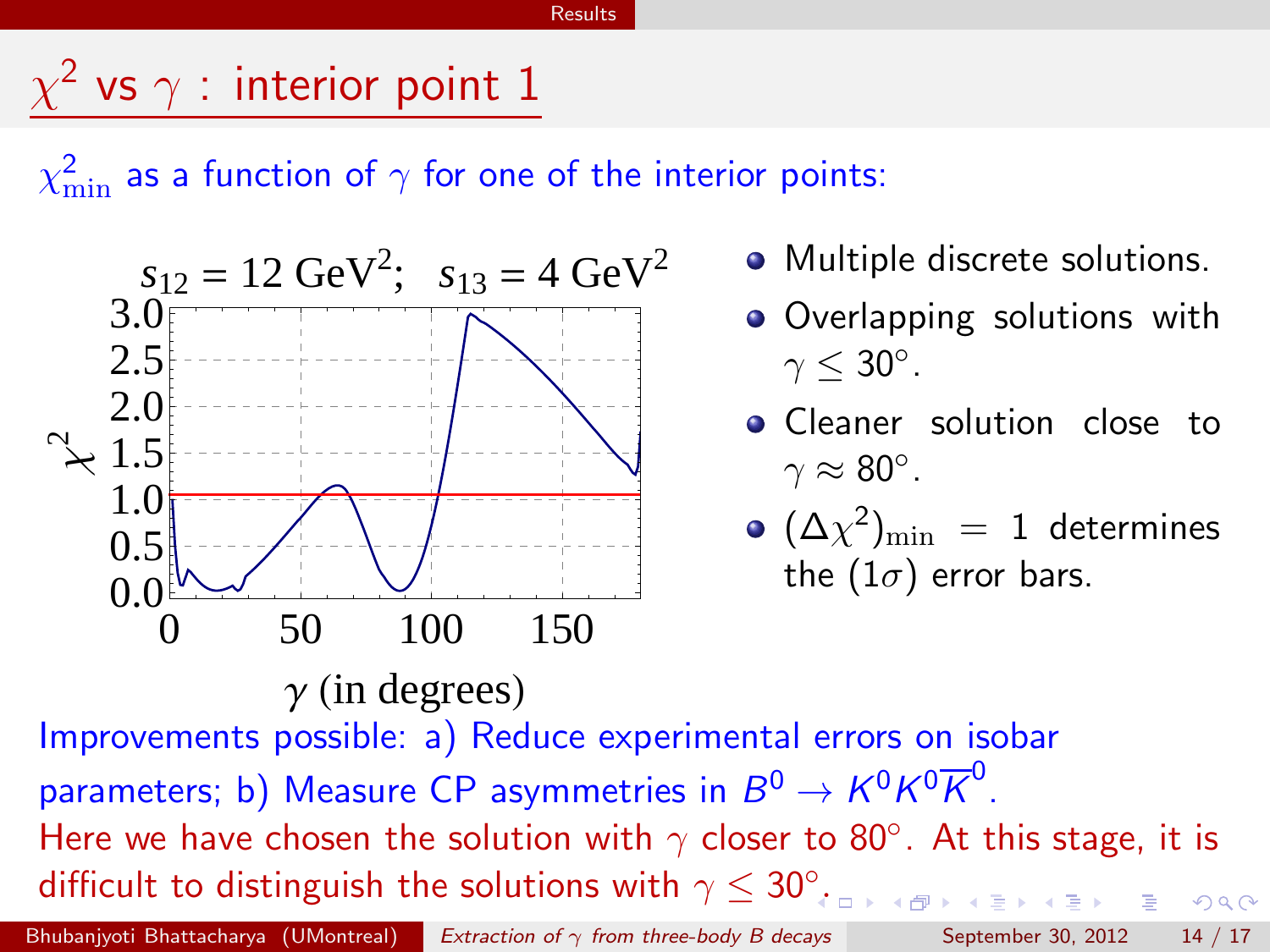# $\chi^2$ vs $\gamma$ : interior point 1

$\chi^2_{\min}$ as a function of $\gamma$ for one of the interior points:

- Multiple discrete solutions.
- Overlapping solutions with $\gamma \leq 30^\circ$.
- Cleaner solution close to $\gamma \approx 80^\circ$.
- $(\Delta\chi^2)_{\min} = 1$ determines the $(1\sigma)$ error bars.

Improvements possible: a) Reduce experimental errors on isobar parameters; b) Measure CP asymmetries in $B^0 \to K^0 K^0 \overline{K}^0$.

Here we have chosen the solution with $\gamma$ closer to $80^\circ$. At this stage, it is difficult to distinguish the solutions with $\gamma \leq 30^\circ$.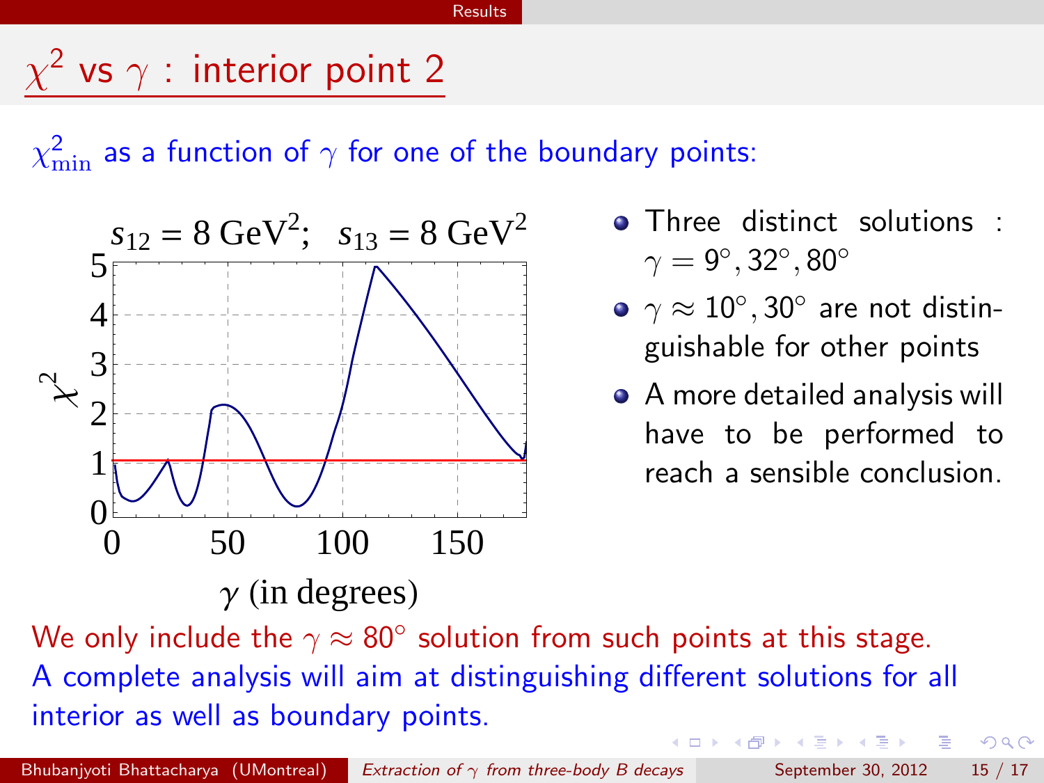# $\chi^2$ vs $\gamma$ : interior point 2

$\chi^2_{\min}$ as a function of $\gamma$ for one of the boundary points:

$s_{12} = 8\ \text{GeV}^2$; $s_{13} = 8\ \text{GeV}^2$

- Three distinct solutions : $\gamma = 9^\circ, 32^\circ, 80^\circ$
- $\gamma \approx 10^\circ, 30^\circ$ are not distinguishable for other points
- A more detailed analysis will have to be performed to reach a sensible conclusion.

We only include the $\gamma \approx 80^\circ$ solution from such points at this stage.
A complete analysis will aim at distinguishing different solutions for all interior as well as boundary points.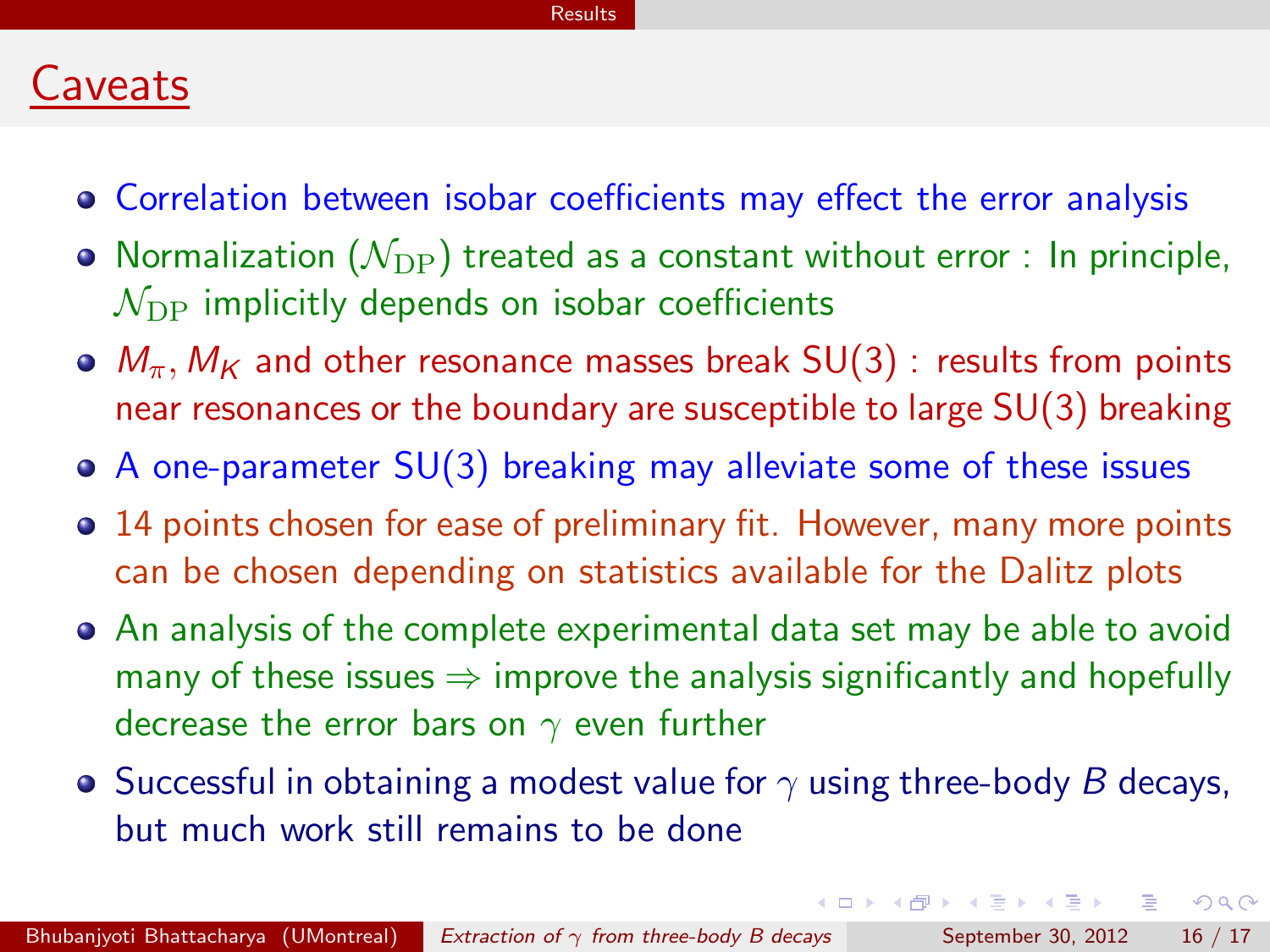## Caveats

- Correlation between isobar coefficients may effect the error analysis
- Normalization ($\mathcal{N}_{\rm DP}$) treated as a constant without error : In principle, $\mathcal{N}_{\rm DP}$ implicitly depends on isobar coefficients
- $M_\pi, M_K$ and other resonance masses break SU(3) : results from points near resonances or the boundary are susceptible to large SU(3) breaking
- A one-parameter SU(3) breaking may alleviate some of these issues
- 14 points chosen for ease of preliminary fit. However, many more points can be chosen depending on statistics available for the Dalitz plots
- An analysis of the complete experimental data set may be able to avoid many of these issues $\Rightarrow$ improve the analysis significantly and hopefully decrease the error bars on $\gamma$ even further
- Successful in obtaining a modest value for $\gamma$ using three-body $B$ decays, but much work still remains to be done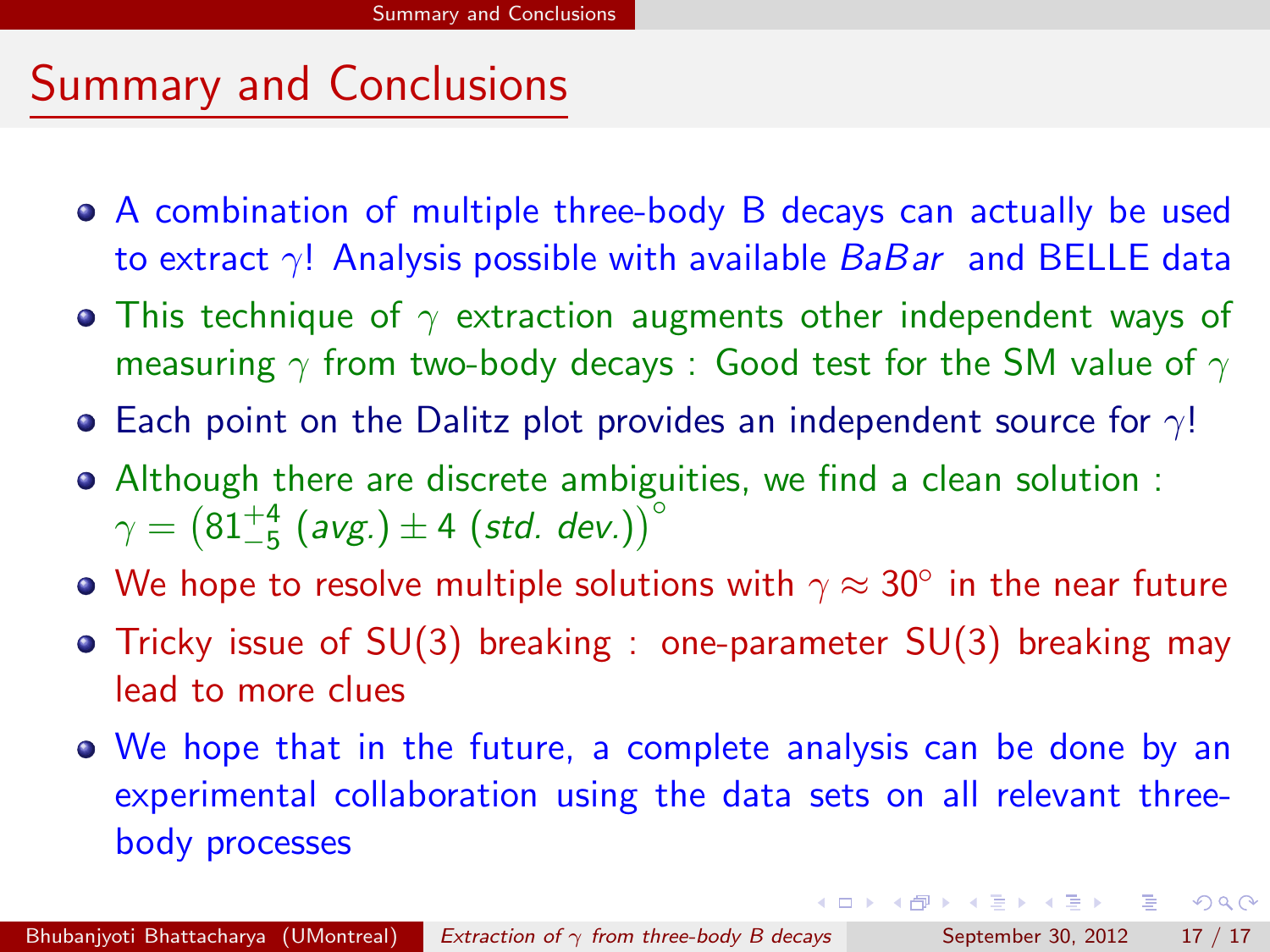# Summary and Conclusions

- A combination of multiple three-body B decays can actually be used to extract $\gamma$! Analysis possible with available *BaBar* and BELLE data
- This technique of $\gamma$ extraction augments other independent ways of measuring $\gamma$ from two-body decays : Good test for the SM value of $\gamma$
- Each point on the Dalitz plot provides an independent source for $\gamma$!
- Although there are discrete ambiguities, we find a clean solution : $\gamma = \left(81^{+4}_{-5}\ (\textit{avg.}) \pm 4\ (\textit{std. dev.})\right)^{\circ}$
- We hope to resolve multiple solutions with $\gamma \approx 30^{\circ}$ in the near future
- Tricky issue of SU(3) breaking : one-parameter SU(3) breaking may lead to more clues
- We hope that in the future, a complete analysis can be done by an experimental collaboration using the data sets on all relevant three-body processes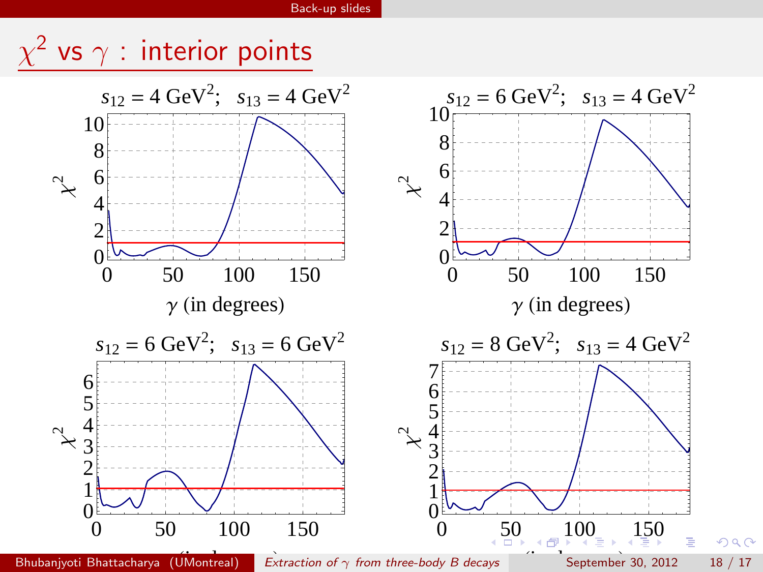# $\chi^2$ vs $\gamma$ : interior points

$s_{12} = 4\ \text{GeV}^2;\quad s_{13} = 4\ \text{GeV}^2$

$s_{12} = 6\ \text{GeV}^2;\quad s_{13} = 4\ \text{GeV}^2$

$s_{12} = 6\ \text{GeV}^2;\quad s_{13} = 6\ \text{GeV}^2$

$s_{12} = 8\ \text{GeV}^2;\quad s_{13} = 4\ \text{GeV}^2$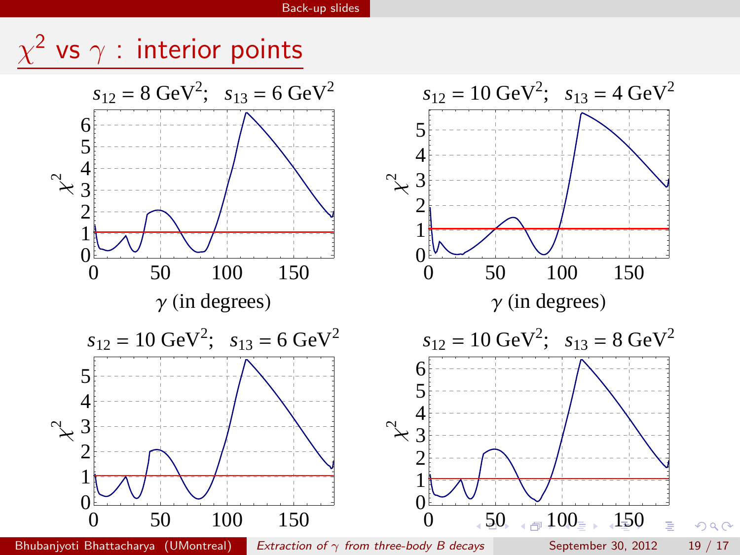# $\chi^2$ vs $\gamma$ : interior points

$s_{12} = 8\ \text{GeV}^2;\quad s_{13} = 6\ \text{GeV}^2$

$s_{12} = 10\ \text{GeV}^2;\quad s_{13} = 4\ \text{GeV}^2$

$s_{12} = 10\ \text{GeV}^2;\quad s_{13} = 6\ \text{GeV}^2$

$s_{12} = 10\ \text{GeV}^2;\quad s_{13} = 8\ \text{GeV}^2$

$\chi^2$

$\gamma$ (in degrees)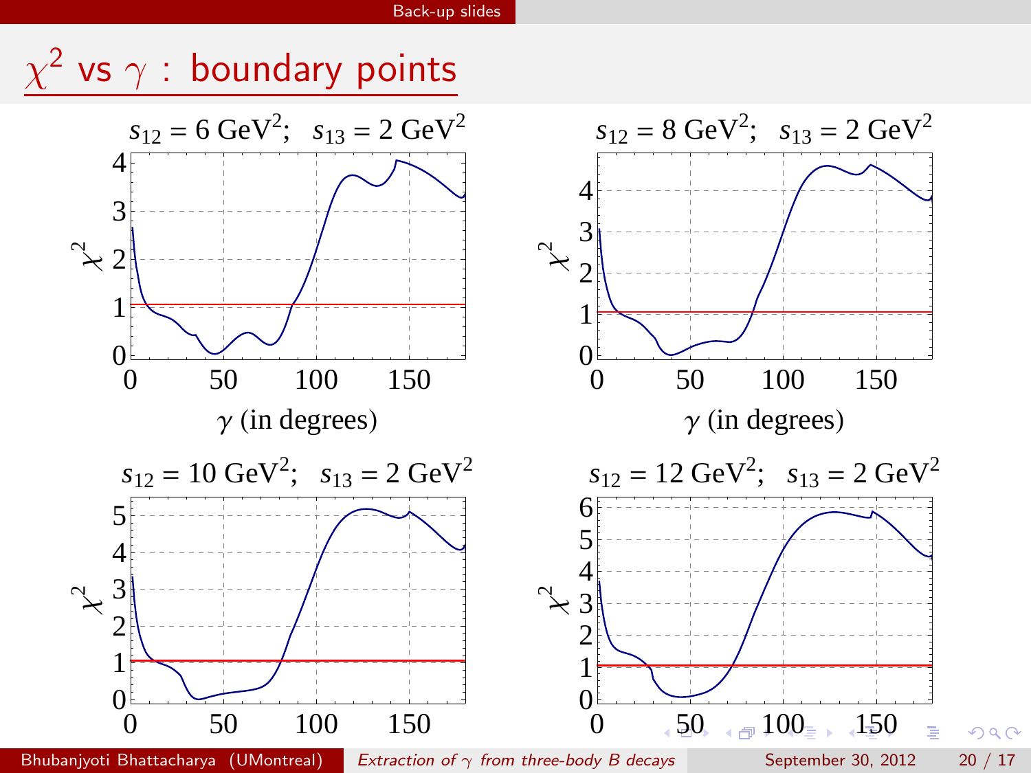## $\chi^2$ vs $\gamma$ : boundary points

$s_{12} = 6$ GeV$^2$; $s_{13} = 2$ GeV$^2$

$\chi^2$

0
1
2
3
4

0 50 100 150

$\gamma$ (in degrees)

$s_{12} = 8$ GeV$^2$; $s_{13} = 2$ GeV$^2$

$\chi^2$

0
1
2
3
4

0 50 100 150

$\gamma$ (in degrees)

$s_{12} = 10$ GeV$^2$; $s_{13} = 2$ GeV$^2$

$\chi^2$

0
1
2
3
4
5

0 50 100 150

$s_{12} = 12$ GeV$^2$; $s_{13} = 2$ GeV$^2$

$\chi^2$

0
1
2
3
4
5
6

0 50 100 150